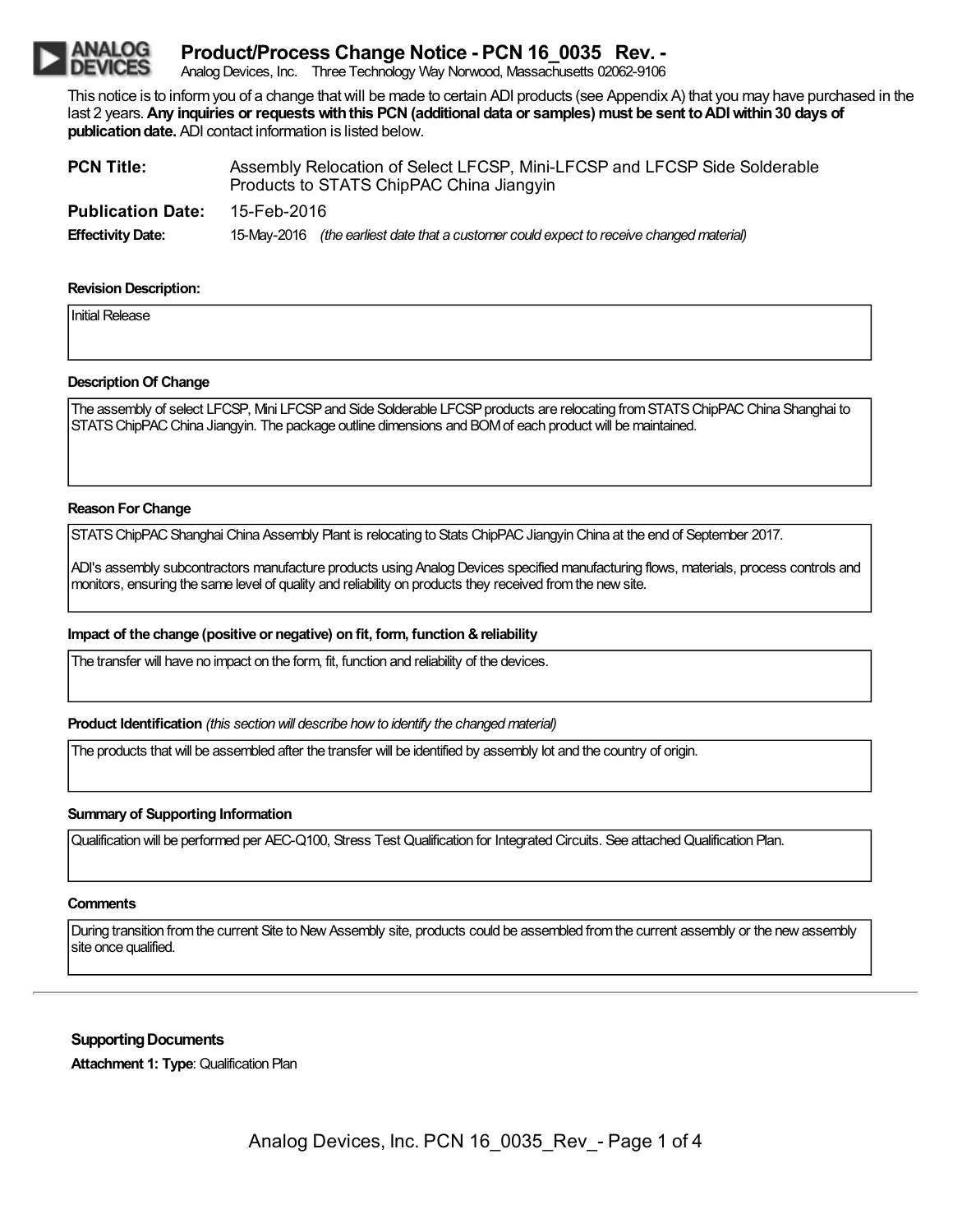# Product/Process Change Notice - PCN 16_0035 Rev. -

Analog Devices, Inc. Three Technology Way Norwood, Massachusetts 02062-9106

This notice is to inform you of a change that will be made to certain ADI products (see Appendix A) that you may have purchased in the last 2 years. **Any inquiries or requests with this PCN (additional data or samples) must be sent to ADI within 30 days of publication date.** ADI contact information is listed below.

**PCN Title:** Assembly Relocation of Select LFCSP, Mini-LFCSP and LFCSP Side Solderable Products to STATS ChipPAC China Jiangyin

**Publication Date:** 15-Feb-2016

**Effectivity Date:** 15-May-2016 *(the earliest date that a customer could expect to receive changed material)*

**Revision Description:**

Initial Release

**Description Of Change**

The assembly of select LFCSP, Mini LFCSP and Side Solderable LFCSP products are relocating from STATS ChipPAC China Shanghai to STATS ChipPAC China Jiangyin. The package outline dimensions and BOM of each product will be maintained.

**Reason For Change**

STATS ChipPAC Shanghai China Assembly Plant is relocating to Stats ChipPAC Jiangyin China at the end of September 2017.

ADI's assembly subcontractors manufacture products using Analog Devices specified manufacturing flows, materials, process controls and monitors, ensuring the same level of quality and reliability on products they received from the new site.

**Impact of the change (positive or negative) on fit, form, function & reliability**

The transfer will have no impact on the form, fit, function and reliability of the devices.

**Product Identification** *(this section will describe how to identify the changed material)*

The products that will be assembled after the transfer will be identified by assembly lot and the country of origin.

**Summary of Supporting Information**

Qualification will be performed per AEC-Q100, Stress Test Qualification for Integrated Circuits. See attached Qualification Plan.

**Comments**

During transition from the current Site to New Assembly site, products could be assembled from the current assembly or the new assembly site once qualified.

**Supporting Documents**

**Attachment 1: Type**: Qualification Plan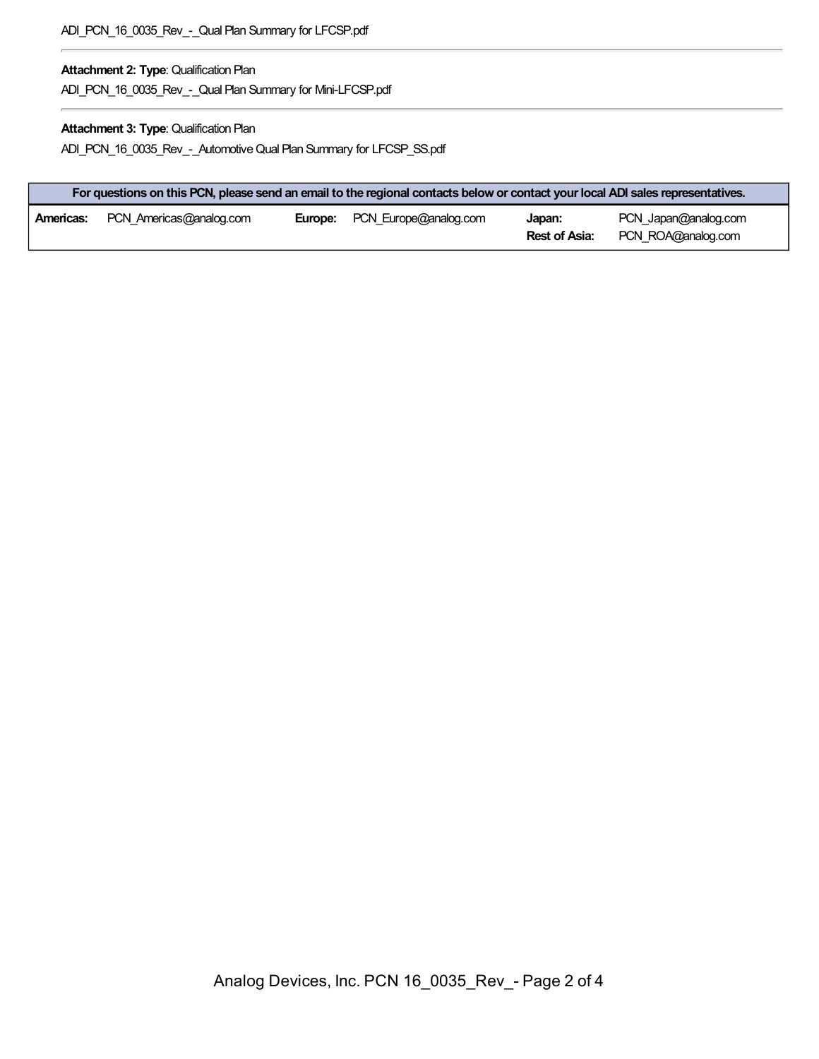ADI_PCN_16_0035_Rev_-_Qual Plan Summary for LFCSP.pdf

---

**Attachment 2: Type**: Qualification Plan

ADI_PCN_16_0035_Rev_-_Qual Plan Summary for Mini-LFCSP.pdf

---

**Attachment 3: Type**: Qualification Plan

ADI_PCN_16_0035_Rev_-_Automotive Qual Plan Summary for LFCSP_SS.pdf

| For questions on this PCN, please send an email to the regional contacts below or contact your local ADI sales representatives. | | | | | |
|---|---|---|---|---|---|
| **Americas:** | PCN_Americas@analog.com | **Europe:** | PCN_Europe@analog.com | **Japan:**<br>**Rest of Asia:** | PCN_Japan@analog.com<br>PCN_ROA@analog.com |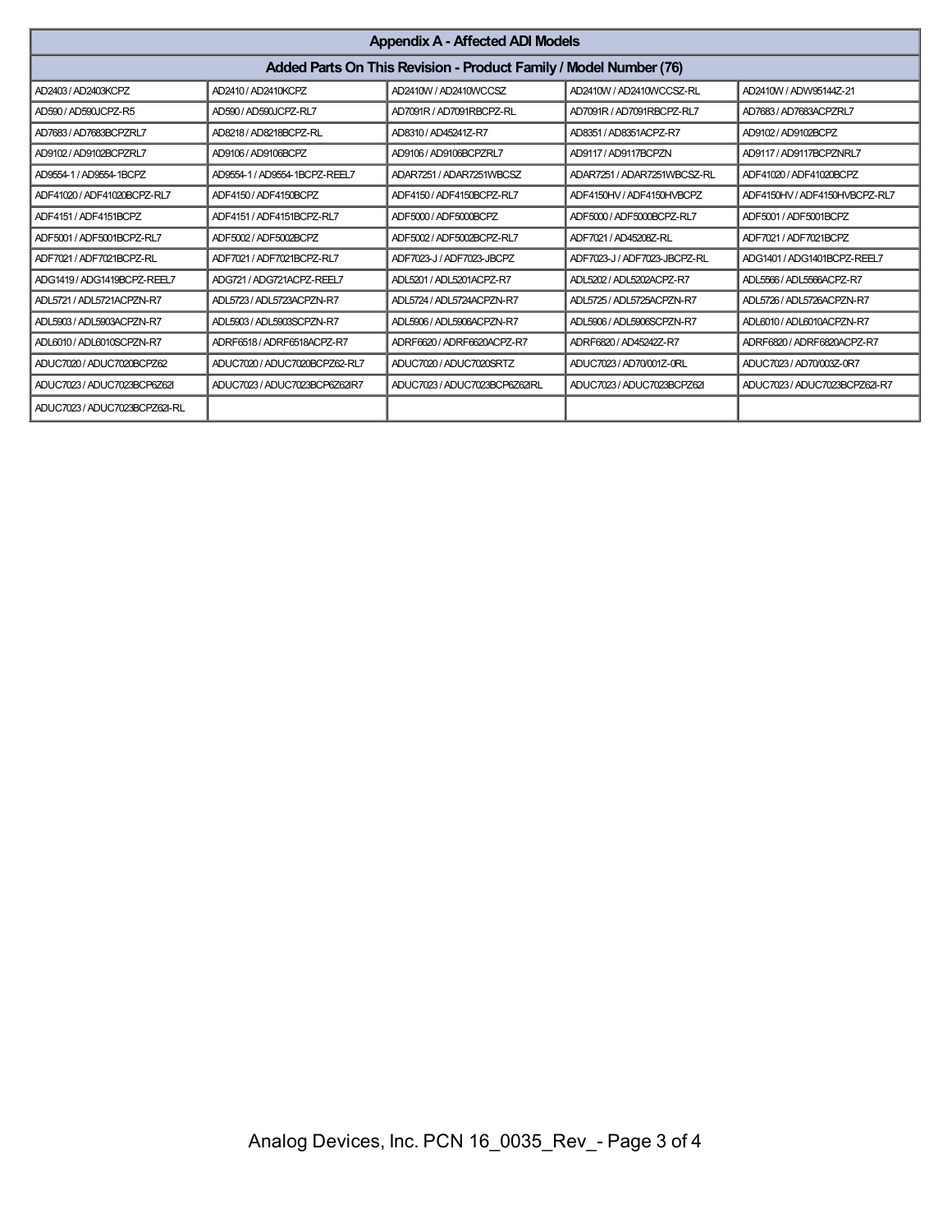## Appendix A - Affected ADI Models

### Added Parts On This Revision - Product Family / Model Number (76)

| | | | | |
|---|---|---|---|---|
| AD2403 / AD2403KCPZ | AD2410 / AD2410KCPZ | AD2410W / AD2410WCCSZ | AD2410W / AD2410WCCSZ-RL | AD2410W / ADW95144Z-21 |
| AD590 / AD590JCPZ-R5 | AD590 / AD590JCPZ-RL7 | AD7091R / AD7091RBCPZ-RL | AD7091R / AD7091RBCPZ-RL7 | AD7683 / AD7683ACPZRL7 |
| AD7683 / AD7683BCPZRL7 | AD8218 / AD8218BCPZ-RL | AD8310 / AD45241Z-R7 | AD8351 / AD8351ACPZ-R7 | AD9102 / AD9102BCPZ |
| AD9102 / AD9102BCPZRL7 | AD9106 / AD9106BCPZ | AD9106 / AD9106BCPZRL7 | AD9117 / AD9117BCPZN | AD9117 / AD9117BCPZNRL7 |
| AD9554-1 / AD9554-1BCPZ | AD9554-1 / AD9554-1BCPZ-REEL7 | ADAR7251 / ADAR7251WBCSZ | ADAR7251 / ADAR7251WBCSZ-RL | ADF41020 / ADF41020BCPZ |
| ADF41020 / ADF41020BCPZ-RL7 | ADF4150 / ADF4150BCPZ | ADF4150 / ADF4150BCPZ-RL7 | ADF4150HV / ADF4150HVBCPZ | ADF4150HV / ADF4150HVBCPZ-RL7 |
| ADF4151 / ADF4151BCPZ | ADF4151 / ADF4151BCPZ-RL7 | ADF5000 / ADF5000BCPZ | ADF5000 / ADF5000BCPZ-RL7 | ADF5001 / ADF5001BCPZ |
| ADF5001 / ADF5001BCPZ-RL7 | ADF5002 / ADF5002BCPZ | ADF5002 / ADF5002BCPZ-RL7 | ADF7021 / AD45208Z-RL | ADF7021 / ADF7021BCPZ |
| ADF7021 / ADF7021BCPZ-RL | ADF7021 / ADF7021BCPZ-RL7 | ADF7023-J / ADF7023-JBCPZ | ADF7023-J / ADF7023-JBCPZ-RL | ADG1401 / ADG1401BCPZ-REEL7 |
| ADG1419 / ADG1419BCPZ-REEL7 | ADG721 / ADG721ACPZ-REEL7 | ADL5201 / ADL5201ACPZ-R7 | ADL5202 / ADL5202ACPZ-R7 | ADL5566 / ADL5566ACPZ-R7 |
| ADL5721 / ADL5721ACPZN-R7 | ADL5723 / ADL5723ACPZN-R7 | ADL5724 / ADL5724ACPZN-R7 | ADL5725 / ADL5725ACPZN-R7 | ADL5726 / ADL5726ACPZN-R7 |
| ADL5903 / ADL5903ACPZN-R7 | ADL5903 / ADL5903SCPZN-R7 | ADL5906 / ADL5906ACPZN-R7 | ADL5906 / ADL5906SCPZN-R7 | ADL6010 / ADL6010ACPZN-R7 |
| ADL6010 / ADL6010SCPZN-R7 | ADRF6518 / ADRF6518ACPZ-R7 | ADRF6620 / ADRF6620ACPZ-R7 | ADRF6820 / AD45242Z-R7 | ADRF6820 / ADRF6820ACPZ-R7 |
| ADUC7020 / ADUC7020BCPZ62 | ADUC7020 / ADUC7020BCPZ62-RL7 | ADUC7020 / ADUC7020SRTZ | ADUC7023 / AD70/001Z-0RL | ADUC7023 / AD70/003Z-0R7 |
| ADUC7023 / ADUC7023BCP6Z62I | ADUC7023 / ADUC7023BCP6Z62IR7 | ADUC7023 / ADUC7023BCP6Z62IRL | ADUC7023 / ADUC7023BCPZ62I | ADUC7023 / ADUC7023BCPZ62I-R7 |
| ADUC7023 / ADUC7023BCPZ62I-RL | | | | |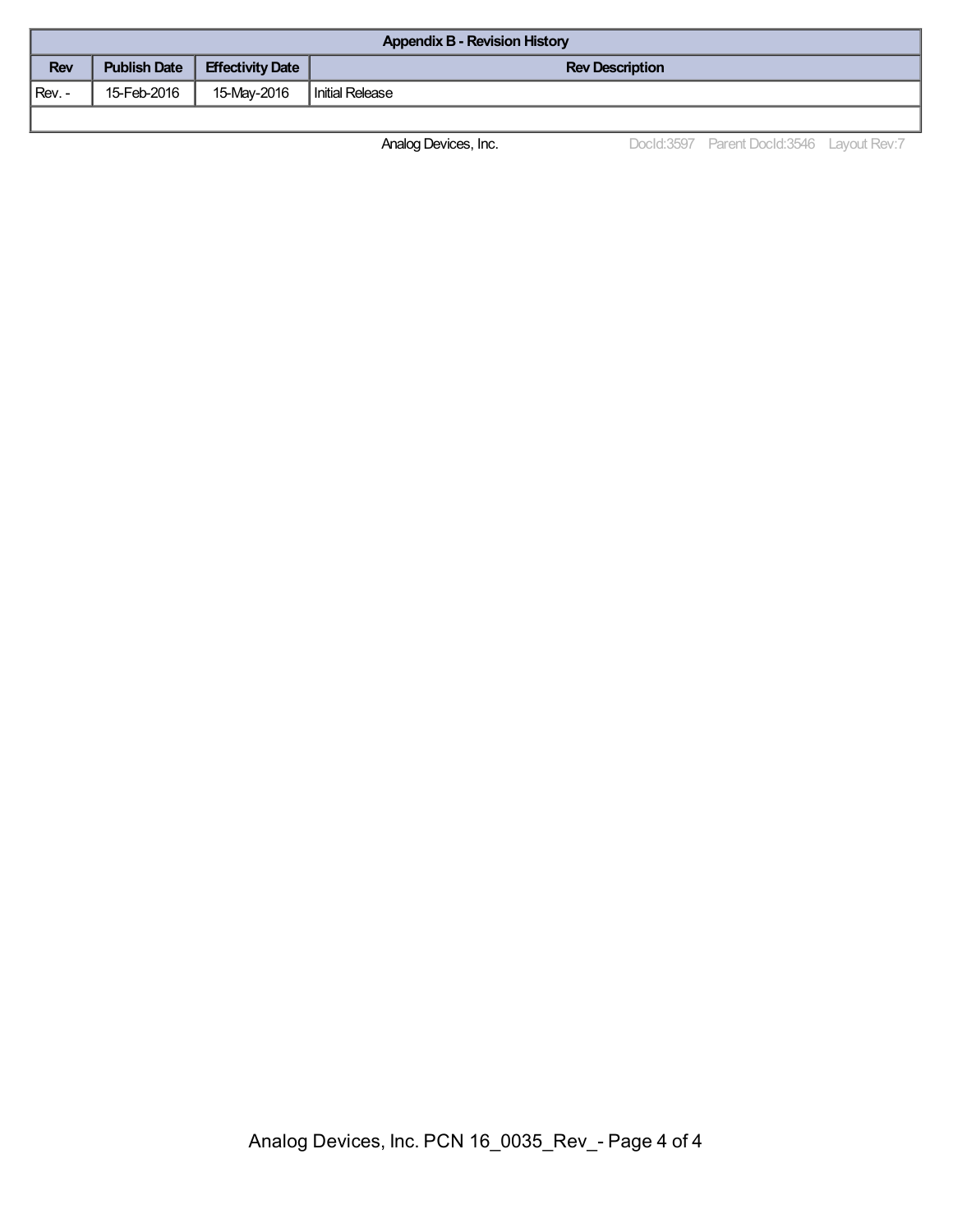## Appendix B - Revision History

| Rev | Publish Date | Effectivity Date | Rev Description |
|---|---|---|---|
| Rev. - | 15-Feb-2016 | 15-May-2016 | Initial Release |

Analog Devices, Inc. DocId:3597 Parent DocId:3546 Layout Rev:7